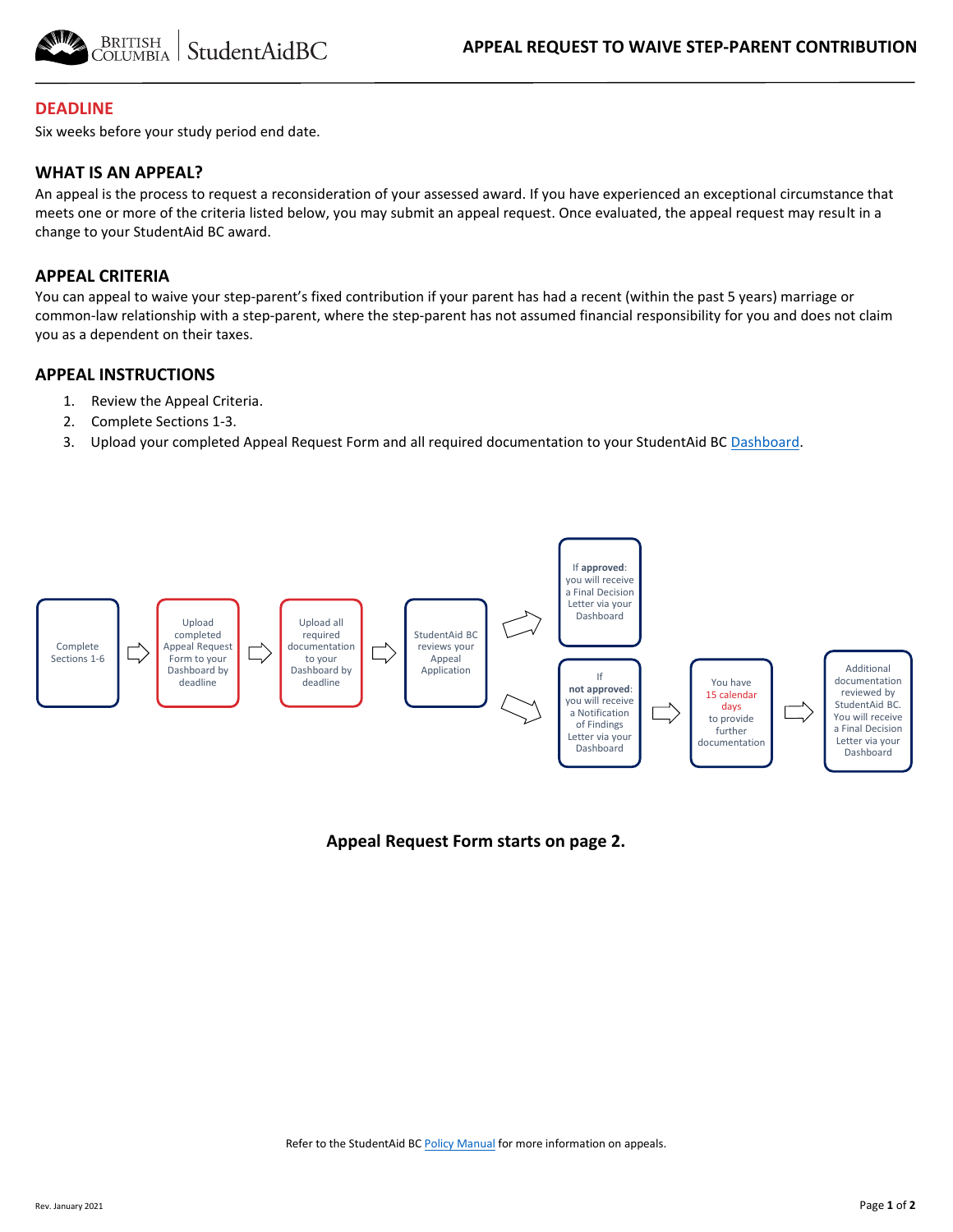# APPEAL REQUEST TO WAIVE STEP-PARENT CONTRIBUTION

## DEADLINE

Six weeks before your study period end date.

## WHAT IS AN APPEAL?

An appeal is the process to request a reconsideration of your assessed award. If you have experienced an exceptional circumstance that meets one or more of the criteria listed below, you may submit an appeal request. Once evaluated, the appeal request may result in a change to your StudentAid BC award.

## APPEAL CRITERIA

You can appeal to waive your step-parent's fixed contribution if your parent has had a recent (within the past 5 years) marriage or common-law relationship with a step-parent, where the step-parent has not assumed financial responsibility for you and does not claim you as a dependent on their taxes.

## APPEAL INSTRUCTIONS

1. Review the Appeal Criteria.
2. Complete Sections 1-3.
3. Upload your completed Appeal Request Form and all required documentation to your StudentAid BC Dashboard.

Complete Sections 1-6 → Upload completed Appeal Request Form to your Dashboard by deadline → Upload all required documentation to your Dashboard by deadline → StudentAid BC reviews your Appeal Application

- If **approved**: you will receive a Final Decision Letter via your Dashboard
- If **not approved**: you will receive a Notification of Findings Letter via your Dashboard → You have 15 calendar days to provide further documentation → Additional documentation reviewed by StudentAid BC. You will receive a Final Decision Letter via your Dashboard

**Appeal Request Form starts on page 2.**

Refer to the StudentAid BC Policy Manual for more information on appeals.

Rev. January 2021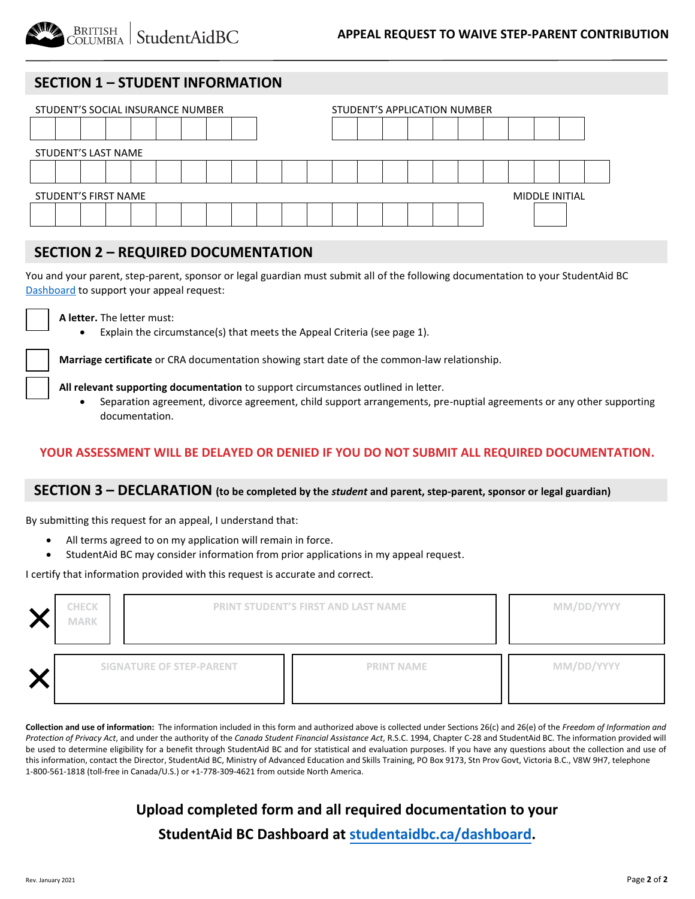# APPEAL REQUEST TO WAIVE STEP-PARENT CONTRIBUTION

## SECTION 1 – STUDENT INFORMATION

STUDENT'S SOCIAL INSURANCE NUMBER

STUDENT'S APPLICATION NUMBER

STUDENT'S LAST NAME

STUDENT'S FIRST NAME

MIDDLE INITIAL

## SECTION 2 – REQUIRED DOCUMENTATION

You and your parent, step-parent, sponsor or legal guardian must submit all of the following documentation to your StudentAid BC Dashboard to support your appeal request:

- ☐ **A letter.** The letter must:
  - Explain the circumstance(s) that meets the Appeal Criteria (see page 1).
- ☐ **Marriage certificate** or CRA documentation showing start date of the common-law relationship.
- ☐ **All relevant supporting documentation** to support circumstances outlined in letter.
  - Separation agreement, divorce agreement, child support arrangements, pre-nuptial agreements or any other supporting documentation.

**YOUR ASSESSMENT WILL BE DELAYED OR DENIED IF YOU DO NOT SUBMIT ALL REQUIRED DOCUMENTATION.**

## SECTION 3 – DECLARATION (to be completed by the *student* and parent, step-parent, sponsor or legal guardian)

By submitting this request for an appeal, I understand that:

- All terms agreed to on my application will remain in force.
- StudentAid BC may consider information from prior applications in my appeal request.

I certify that information provided with this request is accurate and correct.

| | | | |
|---|---|---|---|
| X | CHECK MARK | PRINT STUDENT'S FIRST AND LAST NAME | MM/DD/YYYY |
| X | SIGNATURE OF STEP-PARENT | PRINT NAME | MM/DD/YYYY |

**Collection and use of information:** The information included in this form and authorized above is collected under Sections 26(c) and 26(e) of the *Freedom of Information and Protection of Privacy Act*, and under the authority of the *Canada Student Financial Assistance Act*, R.S.C. 1994, Chapter C-28 and StudentAid BC. The information provided will be used to determine eligibility for a benefit through StudentAid BC and for statistical and evaluation purposes. If you have any questions about the collection and use of this information, contact the Director, StudentAid BC, Ministry of Advanced Education and Skills Training, PO Box 9173, Stn Prov Govt, Victoria B.C., V8W 9H7, telephone 1-800-561-1818 (toll-free in Canada/U.S.) or +1-778-309-4621 from outside North America.

**Upload completed form and all required documentation to your StudentAid BC Dashboard at studentaidbc.ca/dashboard.**

Rev. January 2021